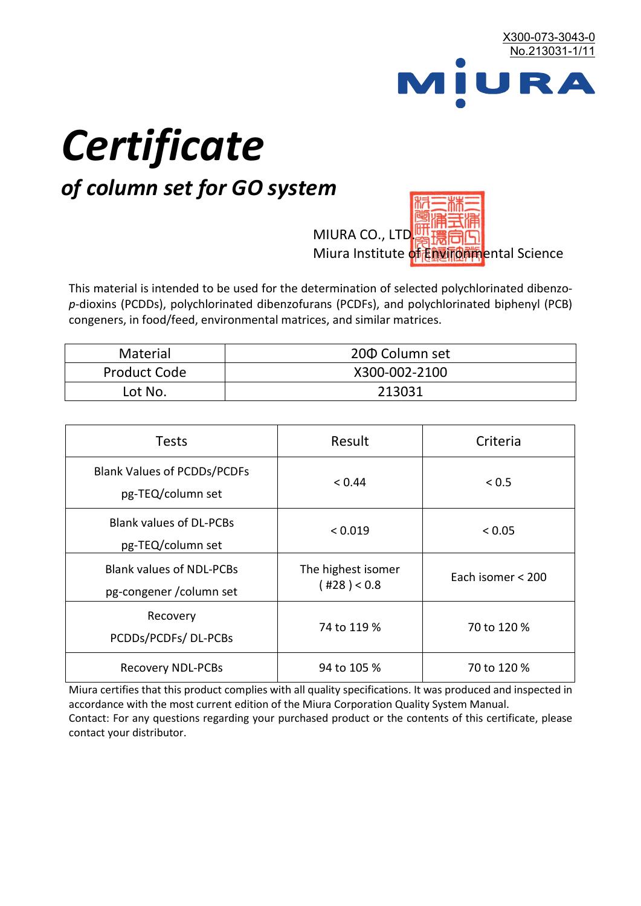X300-073-3043-0
No.213031-1/11

MIURA

# *Certificate*

## *of column set for GO system*

MIURA CO., LTD.
Miura Institute of Environmental Science

This material is intended to be used for the determination of selected polychlorinated dibenzo-*p*-dioxins (PCDDs), polychlorinated dibenzofurans (PCDFs), and polychlorinated biphenyl (PCB) congeners, in food/feed, environmental matrices, and similar matrices.

| Material | 20Φ Column set |
|---|---|
| Product Code | X300-002-2100 |
| Lot No. | 213031 |

| Tests | Result | Criteria |
|---|---|---|
| Blank Values of PCDDs/PCDFs pg-TEQ/column set | < 0.44 | < 0.5 |
| Blank values of DL-PCBs pg-TEQ/column set | < 0.019 | < 0.05 |
| Blank values of NDL-PCBs pg-congener /column set | The highest isomer ( #28 ) < 0.8 | Each isomer < 200 |
| Recovery PCDDs/PCDFs/ DL-PCBs | 74 to 119 % | 70 to 120 % |
| Recovery NDL-PCBs | 94 to 105 % | 70 to 120 % |

Miura certifies that this product complies with all quality specifications. It was produced and inspected in accordance with the most current edition of the Miura Corporation Quality System Manual.
Contact: For any questions regarding your purchased product or the contents of this certificate, please contact your distributor.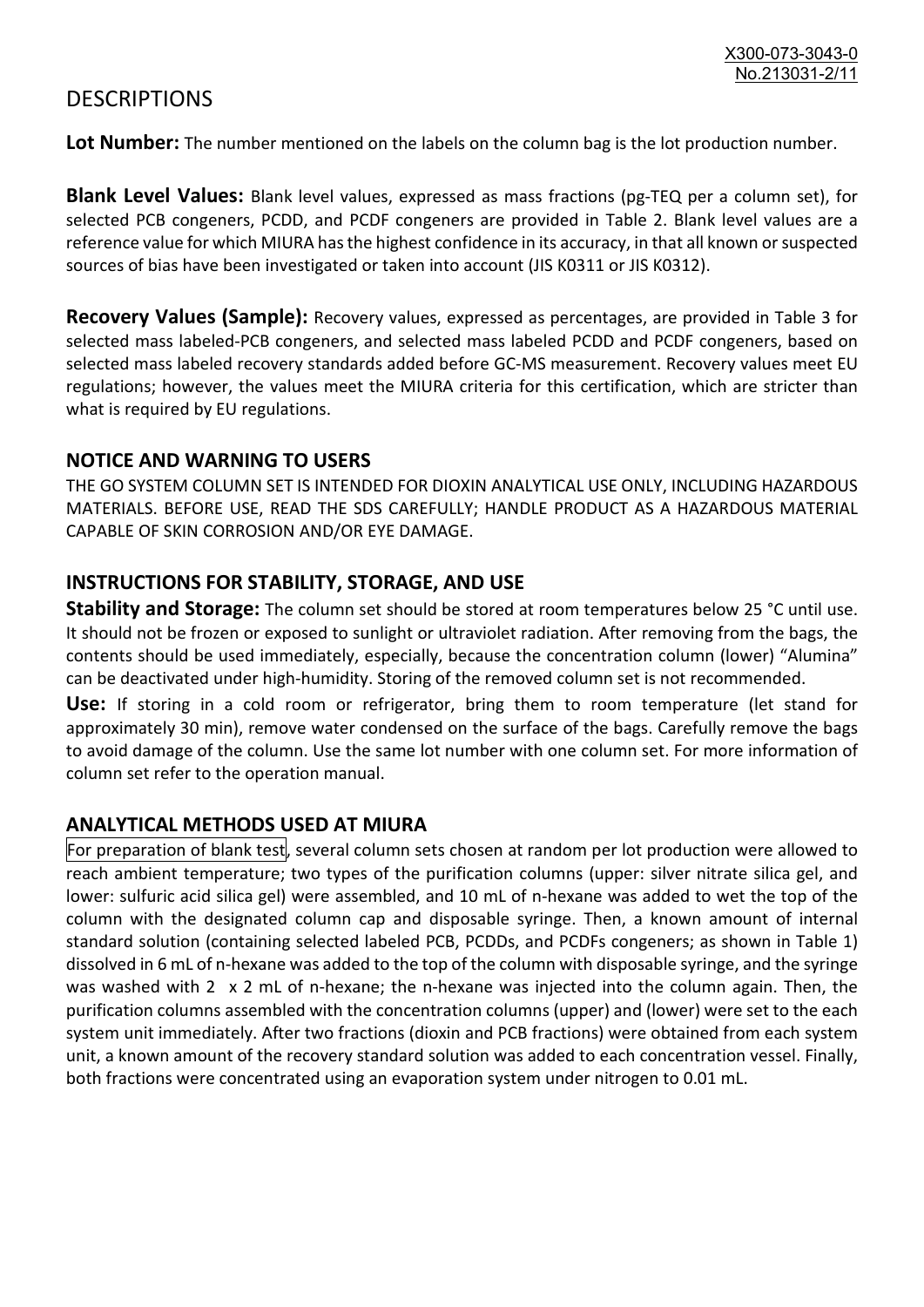# DESCRIPTIONS

**Lot Number:** The number mentioned on the labels on the column bag is the lot production number.

**Blank Level Values:** Blank level values, expressed as mass fractions (pg-TEQ per a column set), for selected PCB congeners, PCDD, and PCDF congeners are provided in Table 2. Blank level values are a reference value for which MIURA has the highest confidence in its accuracy, in that all known or suspected sources of bias have been investigated or taken into account (JIS K0311 or JIS K0312).

**Recovery Values (Sample):** Recovery values, expressed as percentages, are provided in Table 3 for selected mass labeled-PCB congeners, and selected mass labeled PCDD and PCDF congeners, based on selected mass labeled recovery standards added before GC-MS measurement. Recovery values meet EU regulations; however, the values meet the MIURA criteria for this certification, which are stricter than what is required by EU regulations.

## NOTICE AND WARNING TO USERS

THE GO SYSTEM COLUMN SET IS INTENDED FOR DIOXIN ANALYTICAL USE ONLY, INCLUDING HAZARDOUS MATERIALS. BEFORE USE, READ THE SDS CAREFULLY; HANDLE PRODUCT AS A HAZARDOUS MATERIAL CAPABLE OF SKIN CORROSION AND/OR EYE DAMAGE.

## INSTRUCTIONS FOR STABILITY, STORAGE, AND USE

**Stability and Storage:** The column set should be stored at room temperatures below 25 °C until use. It should not be frozen or exposed to sunlight or ultraviolet radiation. After removing from the bags, the contents should be used immediately, especially, because the concentration column (lower) "Alumina" can be deactivated under high-humidity. Storing of the removed column set is not recommended.

**Use:** If storing in a cold room or refrigerator, bring them to room temperature (let stand for approximately 30 min), remove water condensed on the surface of the bags. Carefully remove the bags to avoid damage of the column. Use the same lot number with one column set. For more information of column set refer to the operation manual.

## ANALYTICAL METHODS USED AT MIURA

For preparation of blank test, several column sets chosen at random per lot production were allowed to reach ambient temperature; two types of the purification columns (upper: silver nitrate silica gel, and lower: sulfuric acid silica gel) were assembled, and 10 mL of n-hexane was added to wet the top of the column with the designated column cap and disposable syringe. Then, a known amount of internal standard solution (containing selected labeled PCB, PCDDs, and PCDFs congeners; as shown in Table 1) dissolved in 6 mL of n-hexane was added to the top of the column with disposable syringe, and the syringe was washed with 2 x 2 mL of n-hexane; the n-hexane was injected into the column again. Then, the purification columns assembled with the concentration columns (upper) and (lower) were set to the each system unit immediately. After two fractions (dioxin and PCB fractions) were obtained from each system unit, a known amount of the recovery standard solution was added to each concentration vessel. Finally, both fractions were concentrated using an evaporation system under nitrogen to 0.01 mL.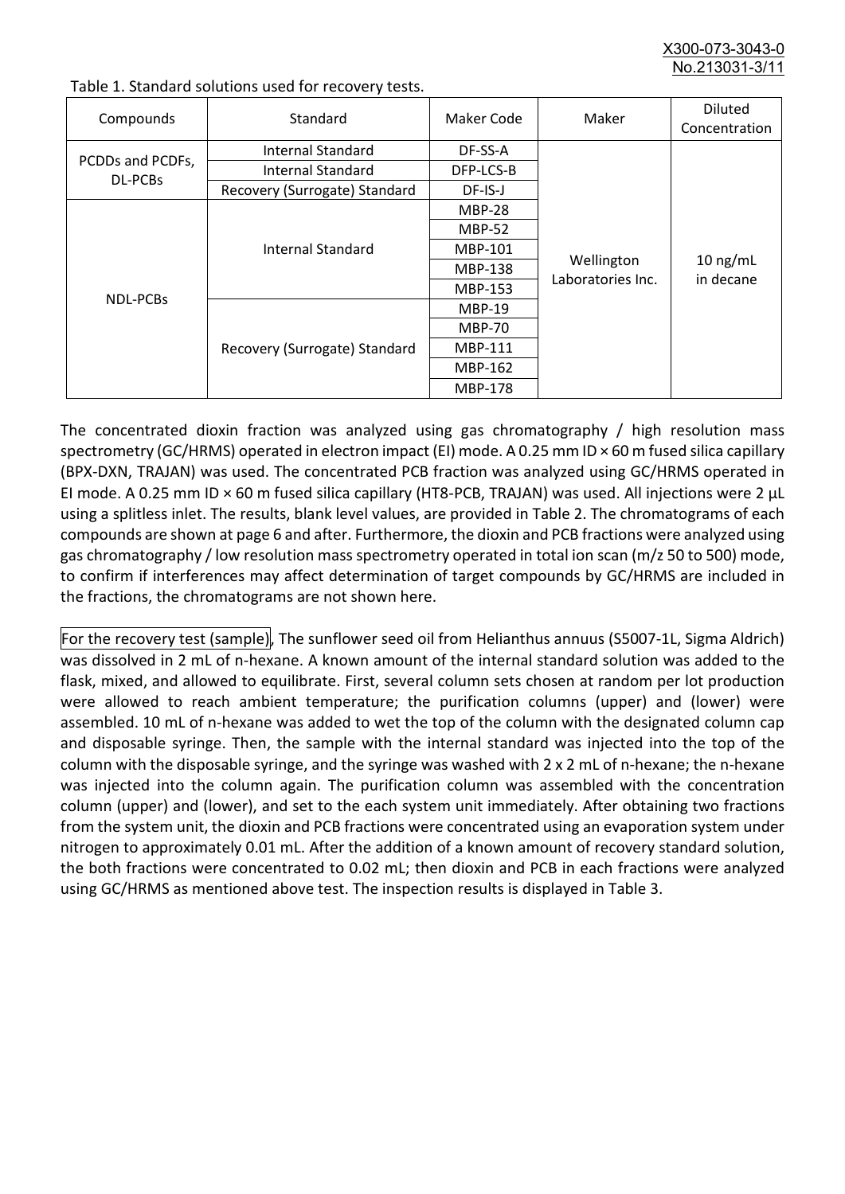Table 1. Standard solutions used for recovery tests.

| Compounds | Standard | Maker Code | Maker | Diluted Concentration |
|---|---|---|---|---|
| PCDDs and PCDFs, DL-PCBs | Internal Standard | DF-SS-A | Wellington Laboratories Inc. | 10 ng/mL in decane |
| | Internal Standard | DFP-LCS-B | | |
| | Recovery (Surrogate) Standard | DF-IS-J | | |
| NDL-PCBs | Internal Standard | MBP-28 | | |
| | | MBP-52 | | |
| | | MBP-101 | | |
| | | MBP-138 | | |
| | | MBP-153 | | |
| | Recovery (Surrogate) Standard | MBP-19 | | |
| | | MBP-70 | | |
| | | MBP-111 | | |
| | | MBP-162 | | |
| | | MBP-178 | | |

The concentrated dioxin fraction was analyzed using gas chromatography / high resolution mass spectrometry (GC/HRMS) operated in electron impact (EI) mode. A 0.25 mm ID × 60 m fused silica capillary (BPX-DXN, TRAJAN) was used. The concentrated PCB fraction was analyzed using GC/HRMS operated in EI mode. A 0.25 mm ID × 60 m fused silica capillary (HT8-PCB, TRAJAN) was used. All injections were 2 µL using a splitless inlet. The results, blank level values, are provided in Table 2. The chromatograms of each compounds are shown at page 6 and after. Furthermore, the dioxin and PCB fractions were analyzed using gas chromatography / low resolution mass spectrometry operated in total ion scan (m/z 50 to 500) mode, to confirm if interferences may affect determination of target compounds by GC/HRMS are included in the fractions, the chromatograms are not shown here.

For the recovery test (sample), The sunflower seed oil from Helianthus annuus (S5007-1L, Sigma Aldrich) was dissolved in 2 mL of n-hexane. A known amount of the internal standard solution was added to the flask, mixed, and allowed to equilibrate. First, several column sets chosen at random per lot production were allowed to reach ambient temperature; the purification columns (upper) and (lower) were assembled. 10 mL of n-hexane was added to wet the top of the column with the designated column cap and disposable syringe. Then, the sample with the internal standard was injected into the top of the column with the disposable syringe, and the syringe was washed with 2 x 2 mL of n-hexane; the n-hexane was injected into the column again. The purification column was assembled with the concentration column (upper) and (lower), and set to the each system unit immediately. After obtaining two fractions from the system unit, the dioxin and PCB fractions were concentrated using an evaporation system under nitrogen to approximately 0.01 mL. After the addition of a known amount of recovery standard solution, the both fractions were concentrated to 0.02 mL; then dioxin and PCB in each fractions were analyzed using GC/HRMS as mentioned above test. The inspection results is displayed in Table 3.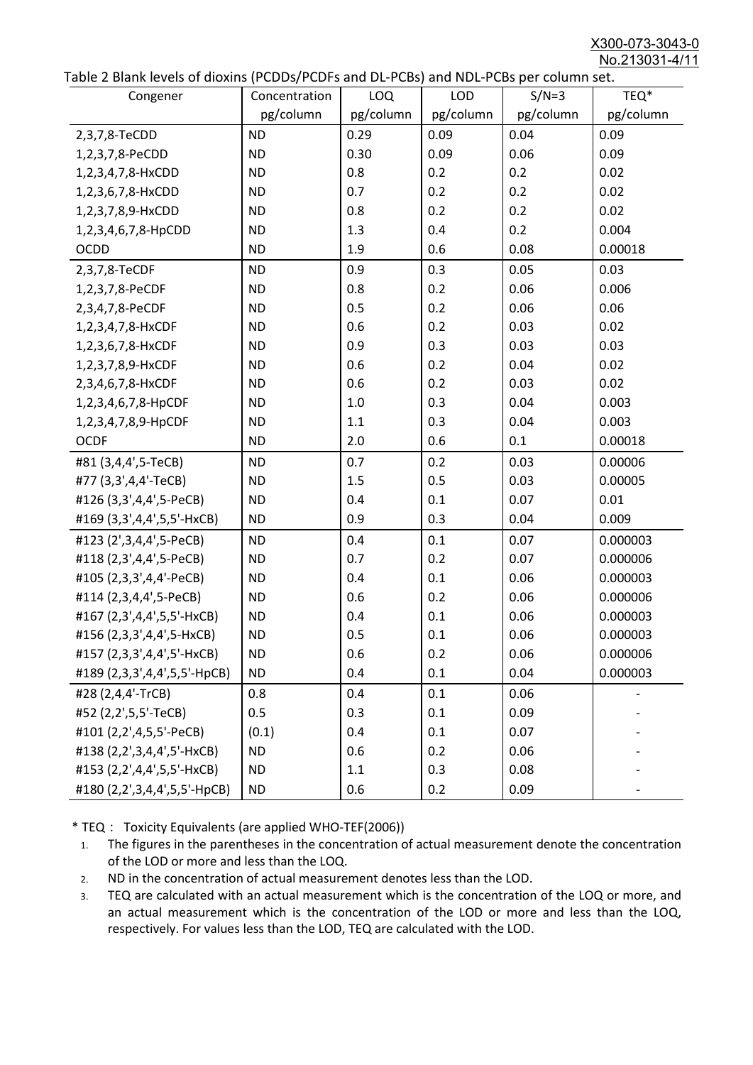Table 2 Blank levels of dioxins (PCDDs/PCDFs and DL-PCBs) and NDL-PCBs per column set.

| Congener | Concentration pg/column | LOQ pg/column | LOD pg/column | S/N=3 pg/column | TEQ* pg/column |
|---|---|---|---|---|---|
| 2,3,7,8-TeCDD | ND | 0.29 | 0.09 | 0.04 | 0.09 |
| 1,2,3,7,8-PeCDD | ND | 0.30 | 0.09 | 0.06 | 0.09 |
| 1,2,3,4,7,8-HxCDD | ND | 0.8 | 0.2 | 0.2 | 0.02 |
| 1,2,3,6,7,8-HxCDD | ND | 0.7 | 0.2 | 0.2 | 0.02 |
| 1,2,3,7,8,9-HxCDD | ND | 0.8 | 0.2 | 0.2 | 0.02 |
| 1,2,3,4,6,7,8-HpCDD | ND | 1.3 | 0.4 | 0.2 | 0.004 |
| OCDD | ND | 1.9 | 0.6 | 0.08 | 0.00018 |
| 2,3,7,8-TeCDF | ND | 0.9 | 0.3 | 0.05 | 0.03 |
| 1,2,3,7,8-PeCDF | ND | 0.8 | 0.2 | 0.06 | 0.006 |
| 2,3,4,7,8-PeCDF | ND | 0.5 | 0.2 | 0.06 | 0.06 |
| 1,2,3,4,7,8-HxCDF | ND | 0.6 | 0.2 | 0.03 | 0.02 |
| 1,2,3,6,7,8-HxCDF | ND | 0.9 | 0.3 | 0.03 | 0.03 |
| 1,2,3,7,8,9-HxCDF | ND | 0.6 | 0.2 | 0.04 | 0.02 |
| 2,3,4,6,7,8-HxCDF | ND | 0.6 | 0.2 | 0.03 | 0.02 |
| 1,2,3,4,6,7,8-HpCDF | ND | 1.0 | 0.3 | 0.04 | 0.003 |
| 1,2,3,4,7,8,9-HpCDF | ND | 1.1 | 0.3 | 0.04 | 0.003 |
| OCDF | ND | 2.0 | 0.6 | 0.1 | 0.00018 |
| #81 (3,4,4',5-TeCB) | ND | 0.7 | 0.2 | 0.03 | 0.00006 |
| #77 (3,3',4,4'-TeCB) | ND | 1.5 | 0.5 | 0.03 | 0.00005 |
| #126 (3,3',4,4',5-PeCB) | ND | 0.4 | 0.1 | 0.07 | 0.01 |
| #169 (3,3',4,4',5,5'-HxCB) | ND | 0.9 | 0.3 | 0.04 | 0.009 |
| #123 (2',3,4,4',5-PeCB) | ND | 0.4 | 0.1 | 0.07 | 0.000003 |
| #118 (2,3',4,4',5-PeCB) | ND | 0.7 | 0.2 | 0.07 | 0.000006 |
| #105 (2,3,3',4,4'-PeCB) | ND | 0.4 | 0.1 | 0.06 | 0.000003 |
| #114 (2,3,4,4',5-PeCB) | ND | 0.6 | 0.2 | 0.06 | 0.000006 |
| #167 (2,3',4,4',5,5'-HxCB) | ND | 0.4 | 0.1 | 0.06 | 0.000003 |
| #156 (2,3,3',4,4',5-HxCB) | ND | 0.5 | 0.1 | 0.06 | 0.000003 |
| #157 (2,3,3',4,4',5'-HxCB) | ND | 0.6 | 0.2 | 0.06 | 0.000006 |
| #189 (2,3,3',4,4',5,5'-HpCB) | ND | 0.4 | 0.1 | 0.04 | 0.000003 |
| #28 (2,4,4'-TrCB) | 0.8 | 0.4 | 0.1 | 0.06 | - |
| #52 (2,2',5,5'-TeCB) | 0.5 | 0.3 | 0.1 | 0.09 | - |
| #101 (2,2',4,5,5'-PeCB) | (0.1) | 0.4 | 0.1 | 0.07 | - |
| #138 (2,2',3,4,4',5'-HxCB) | ND | 0.6 | 0.2 | 0.06 | - |
| #153 (2,2',4,4',5,5'-HxCB) | ND | 1.1 | 0.3 | 0.08 | - |
| #180 (2,2',3,4,4',5,5'-HpCB) | ND | 0.6 | 0.2 | 0.09 | - |

\* TEQ： Toxicity Equivalents (are applied WHO-TEF(2006))

1. The figures in the parentheses in the concentration of actual measurement denote the concentration of the LOD or more and less than the LOQ.
2. ND in the concentration of actual measurement denotes less than the LOD.
3. TEQ are calculated with an actual measurement which is the concentration of the LOQ or more, and an actual measurement which is the concentration of the LOD or more and less than the LOQ, respectively. For values less than the LOD, TEQ are calculated with the LOD.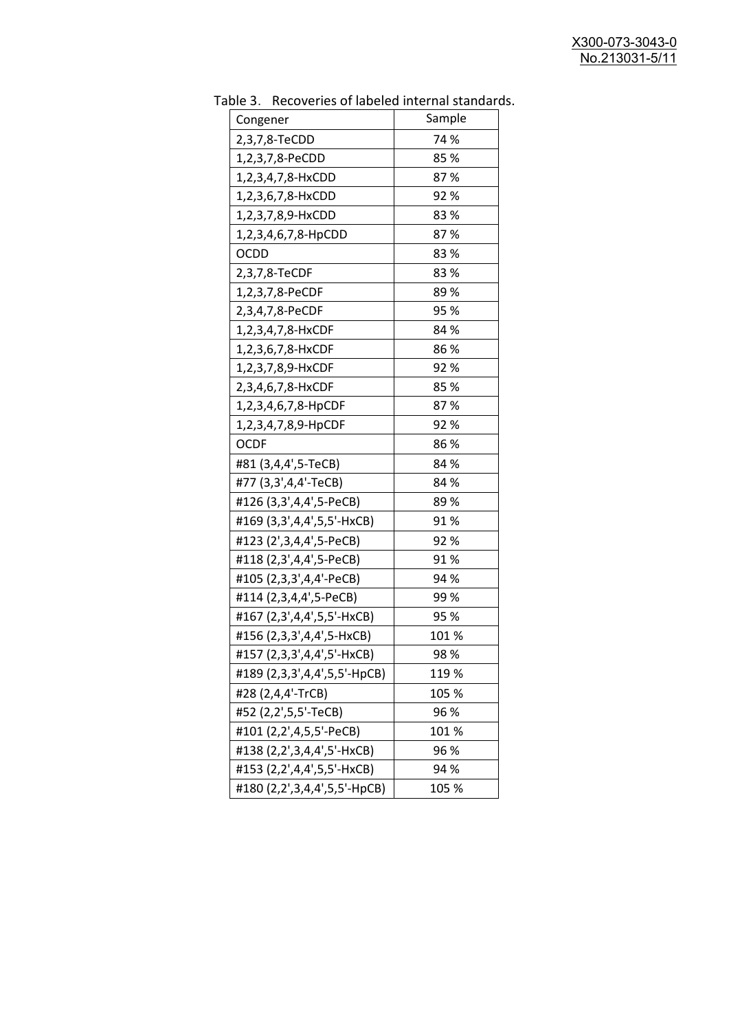Table 3. Recoveries of labeled internal standards.

| Congener | Sample |
|---|---|
| 2,3,7,8-TeCDD | 74 % |
| 1,2,3,7,8-PeCDD | 85 % |
| 1,2,3,4,7,8-HxCDD | 87 % |
| 1,2,3,6,7,8-HxCDD | 92 % |
| 1,2,3,7,8,9-HxCDD | 83 % |
| 1,2,3,4,6,7,8-HpCDD | 87 % |
| OCDD | 83 % |
| 2,3,7,8-TeCDF | 83 % |
| 1,2,3,7,8-PeCDF | 89 % |
| 2,3,4,7,8-PeCDF | 95 % |
| 1,2,3,4,7,8-HxCDF | 84 % |
| 1,2,3,6,7,8-HxCDF | 86 % |
| 1,2,3,7,8,9-HxCDF | 92 % |
| 2,3,4,6,7,8-HxCDF | 85 % |
| 1,2,3,4,6,7,8-HpCDF | 87 % |
| 1,2,3,4,7,8,9-HpCDF | 92 % |
| OCDF | 86 % |
| #81 (3,4,4',5-TeCB) | 84 % |
| #77 (3,3',4,4'-TeCB) | 84 % |
| #126 (3,3',4,4',5-PeCB) | 89 % |
| #169 (3,3',4,4',5,5'-HxCB) | 91 % |
| #123 (2',3,4,4',5-PeCB) | 92 % |
| #118 (2,3',4,4',5-PeCB) | 91 % |
| #105 (2,3,3',4,4'-PeCB) | 94 % |
| #114 (2,3,4,4',5-PeCB) | 99 % |
| #167 (2,3',4,4',5,5'-HxCB) | 95 % |
| #156 (2,3,3',4,4',5-HxCB) | 101 % |
| #157 (2,3,3',4,4',5'-HxCB) | 98 % |
| #189 (2,3,3',4,4',5,5'-HpCB) | 119 % |
| #28 (2,4,4'-TrCB) | 105 % |
| #52 (2,2',5,5'-TeCB) | 96 % |
| #101 (2,2',4,5,5'-PeCB) | 101 % |
| #138 (2,2',3,4,4',5'-HxCB) | 96 % |
| #153 (2,2',4,4',5,5'-HxCB) | 94 % |
| #180 (2,2',3,4,4',5,5'-HpCB) | 105 % |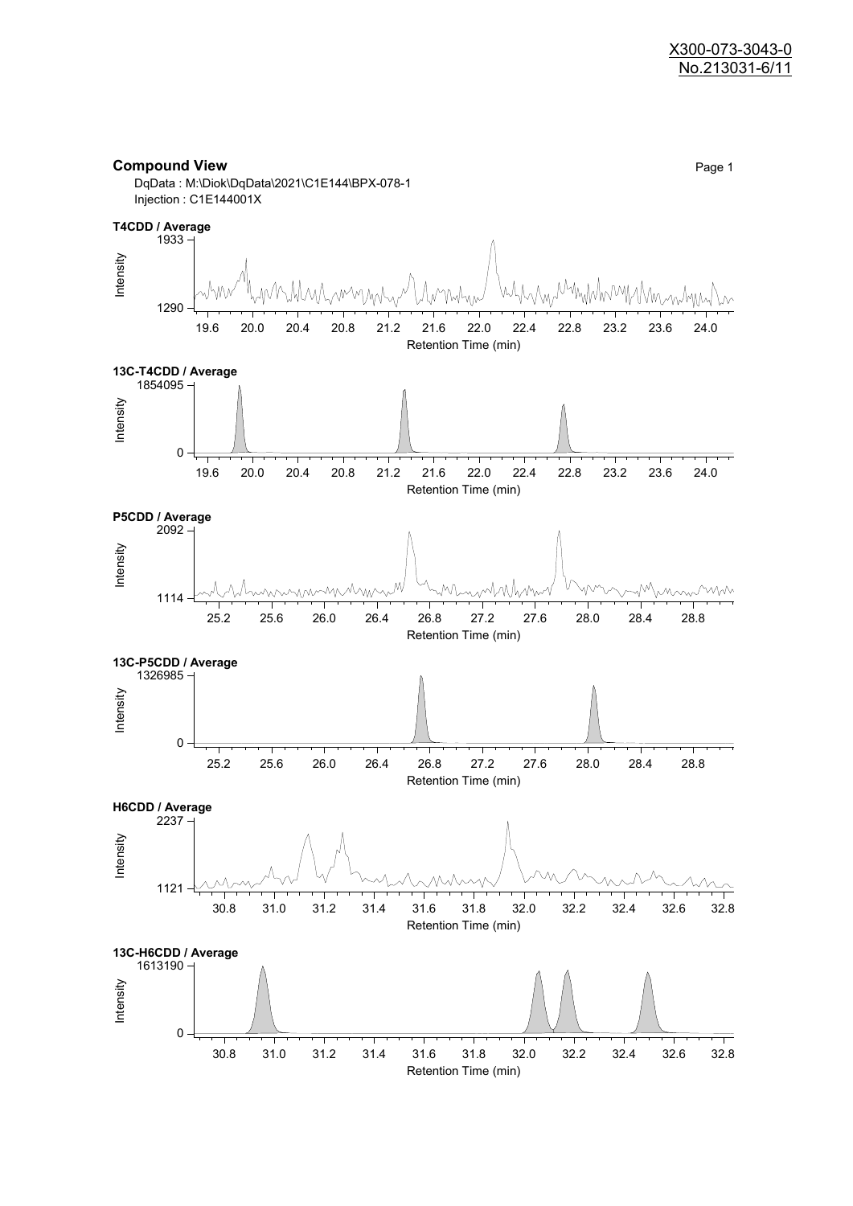## Compound View

DqData : M:\Diok\DqData\2021\C1E144\BPX-078-1
Injection : C1E144001X

**T4CDD / Average**

Intensity: 1290 – 1933
Retention Time (min): 19.6, 20.0, 20.4, 20.8, 21.2, 21.6, 22.0, 22.4, 22.8, 23.2, 23.6, 24.0

**13C-T4CDD / Average**

Intensity: 0 – 1854095
Retention Time (min): 19.6, 20.0, 20.4, 20.8, 21.2, 21.6, 22.0, 22.4, 22.8, 23.2, 23.6, 24.0

**P5CDD / Average**

Intensity: 1114 – 2092
Retention Time (min): 25.2, 25.6, 26.0, 26.4, 26.8, 27.2, 27.6, 28.0, 28.4, 28.8

**13C-P5CDD / Average**

Intensity: 0 – 1326985
Retention Time (min): 25.2, 25.6, 26.0, 26.4, 26.8, 27.2, 27.6, 28.0, 28.4, 28.8

**H6CDD / Average**

Intensity: 1121 – 2237
Retention Time (min): 30.8, 31.0, 31.2, 31.4, 31.6, 31.8, 32.0, 32.2, 32.4, 32.6, 32.8

**13C-H6CDD / Average**

Intensity: 0 – 1613190
Retention Time (min): 30.8, 31.0, 31.2, 31.4, 31.6, 31.8, 32.0, 32.2, 32.4, 32.6, 32.8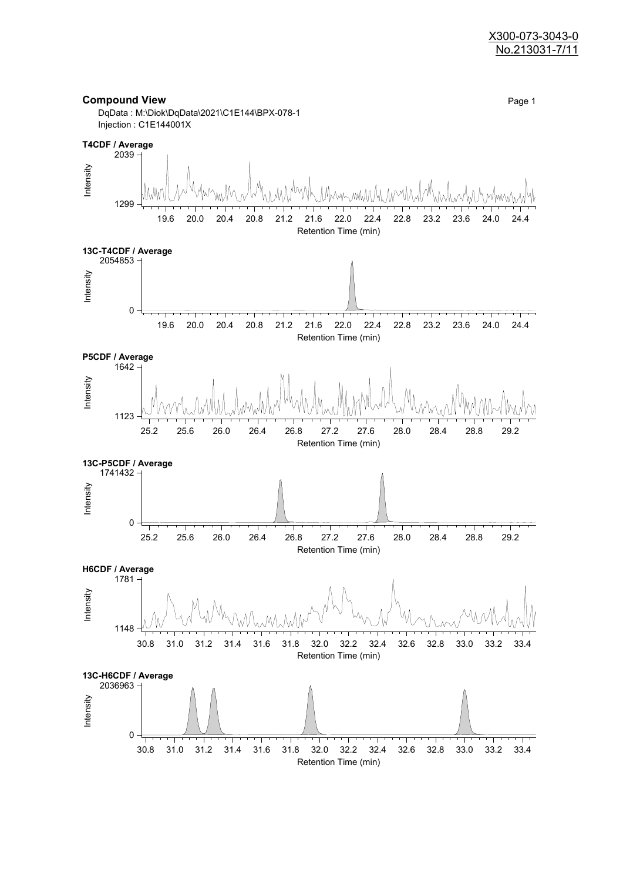X300-073-3043-0
No.213031-7/11

## Compound View

DqData : M:\Diok\DqData\2021\C1E144\BPX-078-1
Injection : C1E144001X

**T4CDF / Average**

Intensity: 1299 – 2039
Retention Time (min): 19.6, 20.0, 20.4, 20.8, 21.2, 21.6, 22.0, 22.4, 22.8, 23.2, 23.6, 24.0, 24.4

**13C-T4CDF / Average**

Intensity: 0 – 2054853
Retention Time (min): 19.6, 20.0, 20.4, 20.8, 21.2, 21.6, 22.0, 22.4, 22.8, 23.2, 23.6, 24.0, 24.4

**P5CDF / Average**

Intensity: 1123 – 1642
Retention Time (min): 25.2, 25.6, 26.0, 26.4, 26.8, 27.2, 27.6, 28.0, 28.4, 28.8, 29.2

**13C-P5CDF / Average**

Intensity: 0 – 1741432
Retention Time (min): 25.2, 25.6, 26.0, 26.4, 26.8, 27.2, 27.6, 28.0, 28.4, 28.8, 29.2

**H6CDF / Average**

Intensity: 1148 – 1781
Retention Time (min): 30.8, 31.0, 31.2, 31.4, 31.6, 31.8, 32.0, 32.2, 32.4, 32.6, 32.8, 33.0, 33.2, 33.4

**13C-H6CDF / Average**

Intensity: 0 – 2036963
Retention Time (min): 30.8, 31.0, 31.2, 31.4, 31.6, 31.8, 32.0, 32.2, 32.4, 32.6, 32.8, 33.0, 33.2, 33.4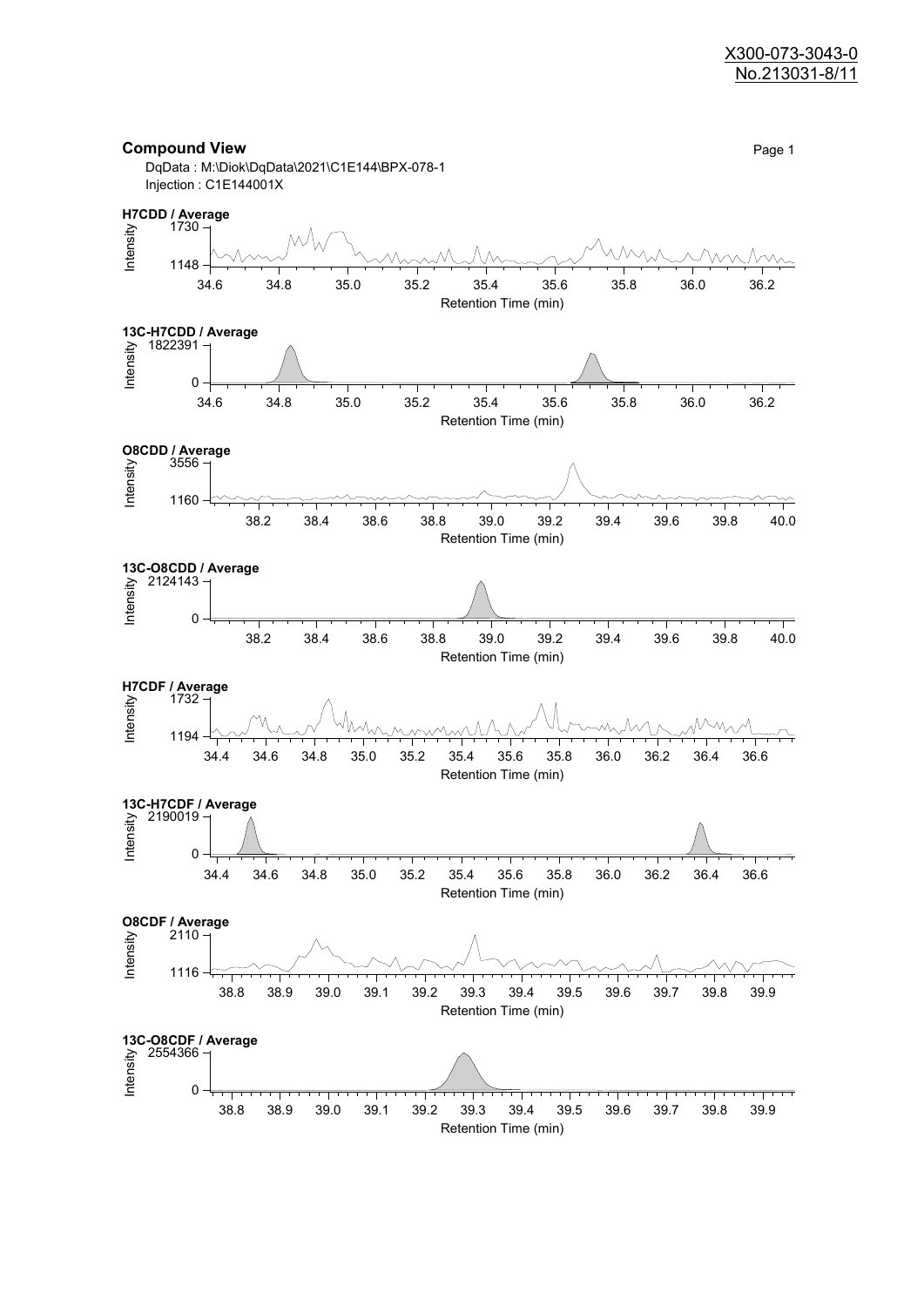X300-073-3043-0
No.213031-8/11

**Compound View**

DqData : M:\Diok\DqData\2021\C1E144\BPX-078-1
Injection : C1E144001X

**H7CDD / Average**

Intensity: 1148 – 1730
Retention Time (min): 34.6 – 36.2

**13C-H7CDD / Average**

Intensity: 0 – 1822391
Retention Time (min): 34.6 – 36.2

**O8CDD / Average**

Intensity: 1160 – 3556
Retention Time (min): 38.2 – 40.0

**13C-O8CDD / Average**

Intensity: 0 – 2124143
Retention Time (min): 38.2 – 40.0

**H7CDF / Average**

Intensity: 1194 – 1732
Retention Time (min): 34.4 – 36.6

**13C-H7CDF / Average**

Intensity: 0 – 2190019
Retention Time (min): 34.4 – 36.6

**O8CDF / Average**

Intensity: 1116 – 2110
Retention Time (min): 38.8 – 39.9

**13C-O8CDF / Average**

Intensity: 0 – 2554366
Retention Time (min): 38.8 – 39.9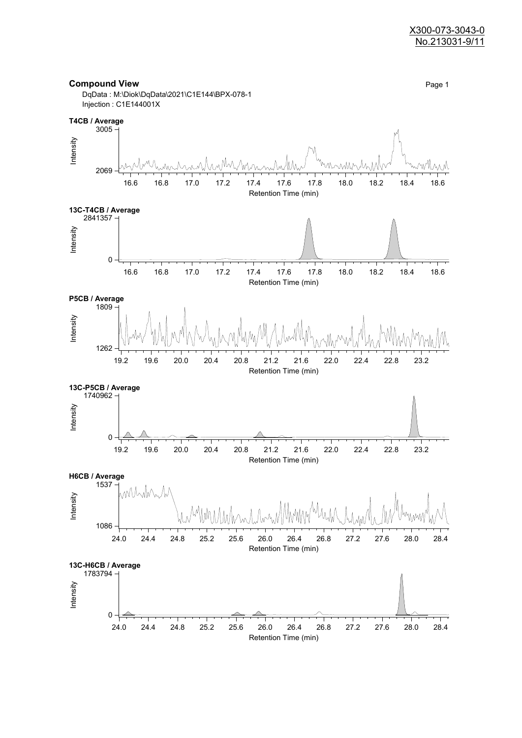X300-073-3043-0
No.213031-9/11

## Compound View

DqData : M:\Diok\DqData\2021\C1E144\BPX-078-1
Injection : C1E144001X

**T4CB / Average**

Intensity: 2069 – 3005
Retention Time (min): 16.6, 16.8, 17.0, 17.2, 17.4, 17.6, 17.8, 18.0, 18.2, 18.4, 18.6

**13C-T4CB / Average**

Intensity: 0 – 2841357
Retention Time (min): 16.6, 16.8, 17.0, 17.2, 17.4, 17.6, 17.8, 18.0, 18.2, 18.4, 18.6

**P5CB / Average**

Intensity: 1262 – 1809
Retention Time (min): 19.2, 19.6, 20.0, 20.4, 20.8, 21.2, 21.6, 22.0, 22.4, 22.8, 23.2

**13C-P5CB / Average**

Intensity: 0 – 1740962
Retention Time (min): 19.2, 19.6, 20.0, 20.4, 20.8, 21.2, 21.6, 22.0, 22.4, 22.8, 23.2

**H6CB / Average**

Intensity: 1086 – 1537
Retention Time (min): 24.0, 24.4, 24.8, 25.2, 25.6, 26.0, 26.4, 26.8, 27.2, 27.6, 28.0, 28.4

**13C-H6CB / Average**

Intensity: 0 – 1783794
Retention Time (min): 24.0, 24.4, 24.8, 25.2, 25.6, 26.0, 26.4, 26.8, 27.2, 27.6, 28.0, 28.4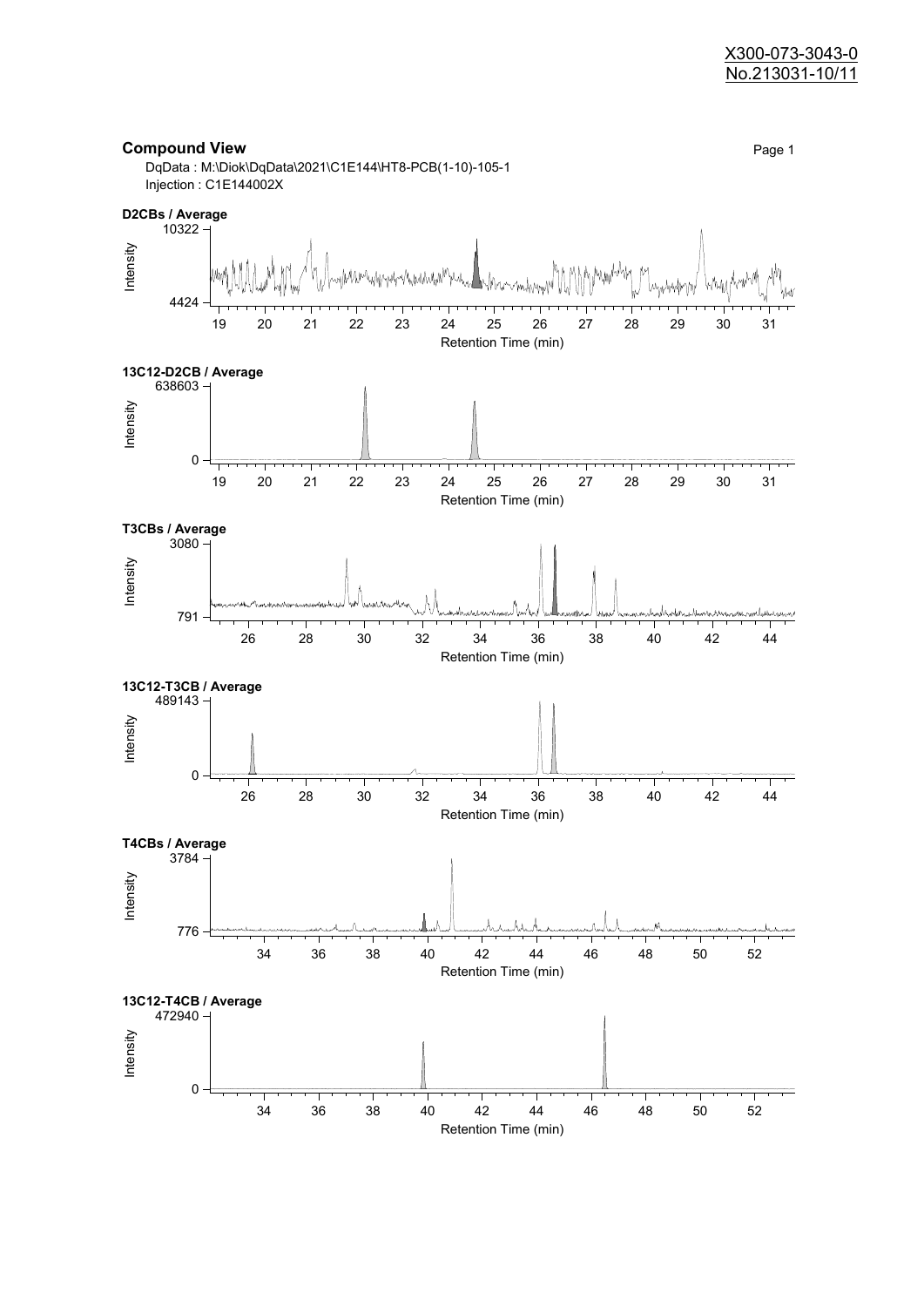X300-073-3043-0
No.213031-10/11

## Compound View

DqData : M:\Diok\DqData\2021\C1E144\HT8-PCB(1-10)-105-1
Injection : C1E144002X

**D2CBs / Average**

Intensity: 4424 – 10322
Retention Time (min): 19 – 31

**13C12-D2CB / Average**

Intensity: 0 – 638603
Retention Time (min): 19 – 31

**T3CBs / Average**

Intensity: 791 – 3080
Retention Time (min): 26 – 44

**13C12-T3CB / Average**

Intensity: 0 – 489143
Retention Time (min): 26 – 44

**T4CBs / Average**

Intensity: 776 – 3784
Retention Time (min): 34 – 52

**13C12-T4CB / Average**

Intensity: 0 – 472940
Retention Time (min): 34 – 52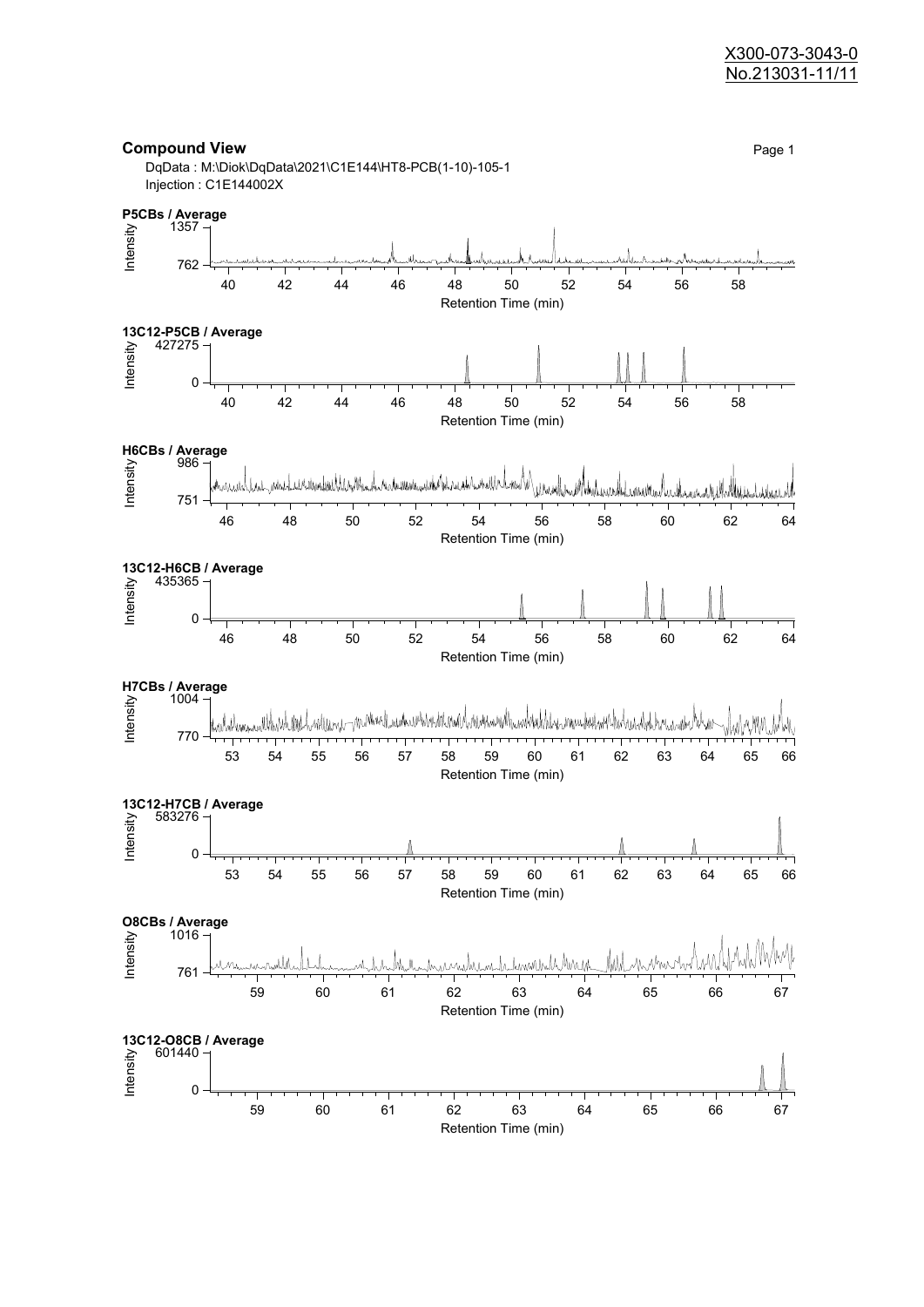X300-073-3043-0
No.213031-11/11

**Compound View**

Page 1

DqData : M:\Diok\DqData\2021\C1E144\HT8-PCB(1-10)-105-1
Injection : C1E144002X

**P5CBs / Average**
Intensity
1357
762
40 42 44 46 48 50 52 54 56 58
Retention Time (min)

**13C12-P5CB / Average**
Intensity
427275
0
40 42 44 46 48 50 52 54 56 58
Retention Time (min)

**H6CBs / Average**
Intensity
986
751
46 48 50 52 54 56 58 60 62 64
Retention Time (min)

**13C12-H6CB / Average**
Intensity
435365
0
46 48 50 52 54 56 58 60 62 64
Retention Time (min)

**H7CBs / Average**
Intensity
1004
770
53 54 55 56 57 58 59 60 61 62 63 64 65 66
Retention Time (min)

**13C12-H7CB / Average**
Intensity
583276
0
53 54 55 56 57 58 59 60 61 62 63 64 65 66
Retention Time (min)

**O8CBs / Average**
Intensity
1016
761
59 60 61 62 63 64 65 66 67
Retention Time (min)

**13C12-O8CB / Average**
Intensity
601440
0
59 60 61 62 63 64 65 66 67
Retention Time (min)